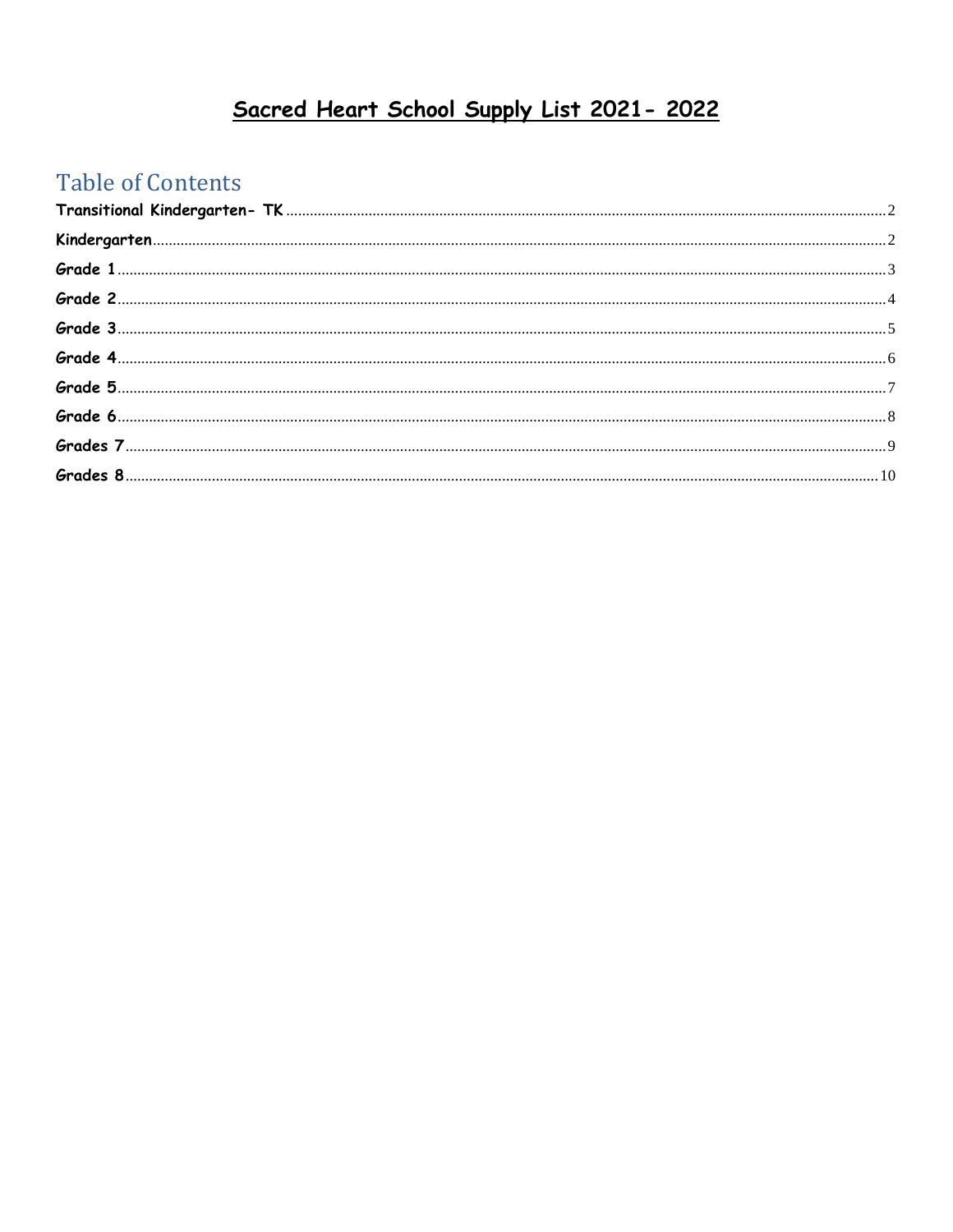# Sacred Heart School Supply List 2021- 2022

## Table of Contents

| | |
|---|---|
| **Transitional Kindergarten- TK** | 2 |
| **Kindergarten** | 2 |
| **Grade 1** | 3 |
| **Grade 2** | 4 |
| **Grade 3** | 5 |
| **Grade 4** | 6 |
| **Grade 5** | 7 |
| **Grade 6** | 8 |
| **Grades 7** | 9 |
| **Grades 8** | 10 |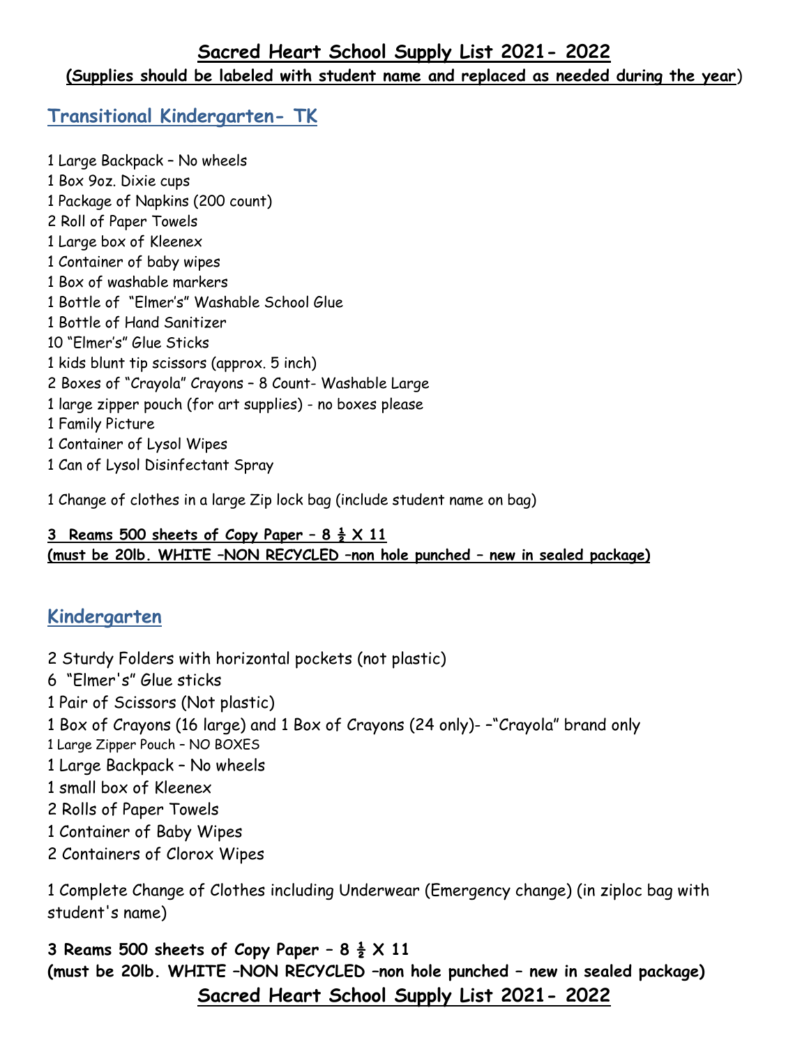# Sacred Heart School Supply List 2021- 2022

**(Supplies should be labeled with student name and replaced as needed during the year)**

## Transitional Kindergarten- TK

1 Large Backpack – No wheels
1 Box 9oz. Dixie cups
1 Package of Napkins (200 count)
2 Roll of Paper Towels
1 Large box of Kleenex
1 Container of baby wipes
1 Box of washable markers
1 Bottle of "Elmer's" Washable School Glue
1 Bottle of Hand Sanitizer
10 "Elmer's" Glue Sticks
1 kids blunt tip scissors (approx. 5 inch)
2 Boxes of "Crayola" Crayons – 8 Count- Washable Large
1 large zipper pouch (for art supplies) - no boxes please
1 Family Picture
1 Container of Lysol Wipes
1 Can of Lysol Disinfectant Spray

1 Change of clothes in a large Zip lock bag (include student name on bag)

**3 Reams 500 sheets of Copy Paper – 8 ½ X 11**
**(must be 20lb. WHITE –NON RECYCLED –non hole punched – new in sealed package)**

## Kindergarten

2 Sturdy Folders with horizontal pockets (not plastic)
6 "Elmer's" Glue sticks
1 Pair of Scissors (Not plastic)
1 Box of Crayons (16 large) and 1 Box of Crayons (24 only)- –"Crayola" brand only
1 Large Zipper Pouch – NO BOXES
1 Large Backpack – No wheels
1 small box of Kleenex
2 Rolls of Paper Towels
1 Container of Baby Wipes
2 Containers of Clorox Wipes

1 Complete Change of Clothes including Underwear (Emergency change) (in ziploc bag with student's name)

**3 Reams 500 sheets of Copy Paper – 8 ½ X 11**
**(must be 20lb. WHITE –NON RECYCLED –non hole punched – new in sealed package)**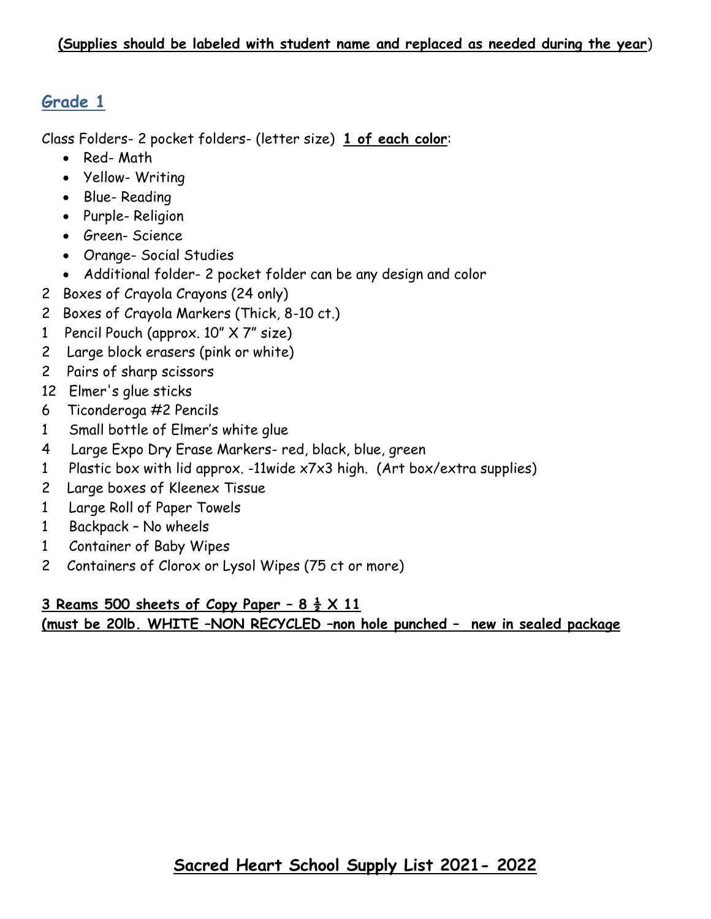**(Supplies should be labeled with student name and replaced as needed during the year)**

## Grade 1

Class Folders- 2 pocket folders- (letter size) **1 of each color**:

- Red- Math
- Yellow- Writing
- Blue- Reading
- Purple- Religion
- Green- Science
- Orange- Social Studies
- Additional folder- 2 pocket folder can be any design and color

2 Boxes of Crayola Crayons (24 only)
2 Boxes of Crayola Markers (Thick, 8-10 ct.)
1 Pencil Pouch (approx. 10" X 7" size)
2 Large block erasers (pink or white)
2 Pairs of sharp scissors
12 Elmer's glue sticks
6 Ticonderoga #2 Pencils
1 Small bottle of Elmer's white glue
4 Large Expo Dry Erase Markers- red, black, blue, green
1 Plastic box with lid approx. -11wide x7x3 high. (Art box/extra supplies)
2 Large boxes of Kleenex Tissue
1 Large Roll of Paper Towels
1 Backpack – No wheels
1 Container of Baby Wipes
2 Containers of Clorox or Lysol Wipes (75 ct or more)

**3 Reams 500 sheets of Copy Paper – 8 ½ X 11**
**(must be 20lb. WHITE –NON RECYCLED –non hole punched – new in sealed package**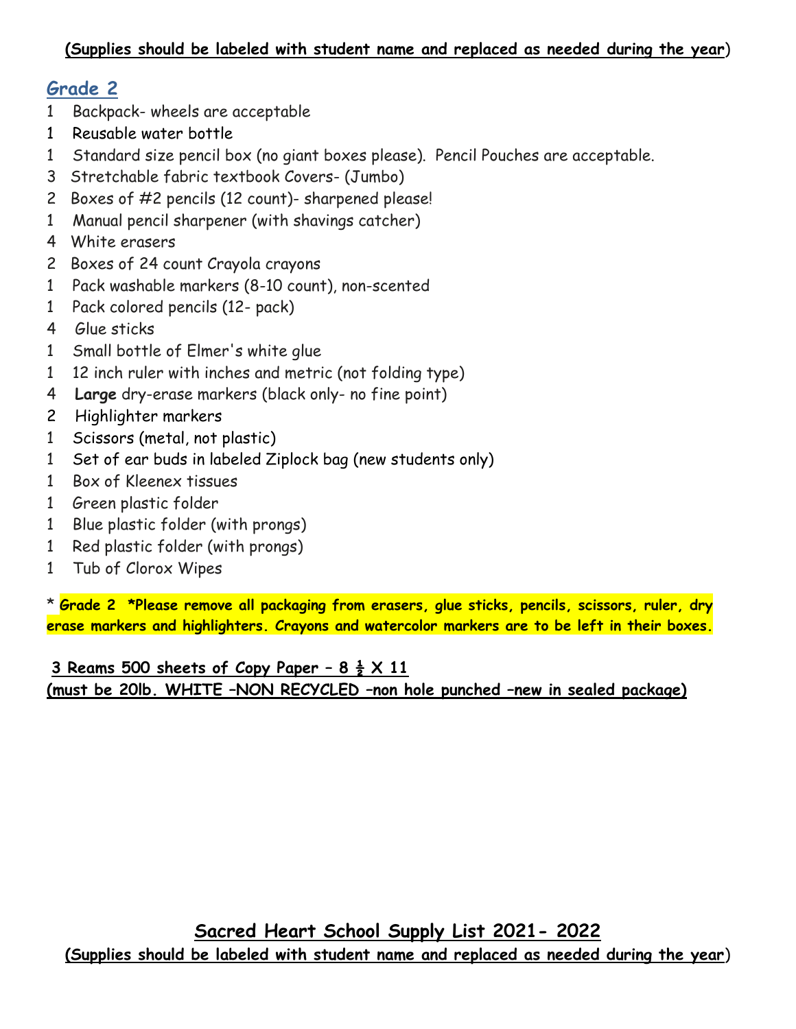**(Supplies should be labeled with student name and replaced as needed during the year)**

## Grade 2

1 Backpack- wheels are acceptable
1 Reusable water bottle
1 Standard size pencil box (no giant boxes please). Pencil Pouches are acceptable.
3 Stretchable fabric textbook Covers- (Jumbo)
2 Boxes of #2 pencils (12 count)- sharpened please!
1 Manual pencil sharpener (with shavings catcher)
4 White erasers
2 Boxes of 24 count Crayola crayons
1 Pack washable markers (8-10 count), non-scented
1 Pack colored pencils (12- pack)
4 Glue sticks
1 Small bottle of Elmer's white glue
1 12 inch ruler with inches and metric (not folding type)
4 **Large** dry-erase markers (black only- no fine point)
2 Highlighter markers
1 Scissors (metal, not plastic)
1 Set of ear buds in labeled Ziplock bag (new students only)
1 Box of Kleenex tissues
1 Green plastic folder
1 Blue plastic folder (with prongs)
1 Red plastic folder (with prongs)
1 Tub of Clorox Wipes

* **Grade 2 *Please remove all packaging from erasers, glue sticks, pencils, scissors, ruler, dry erase markers and highlighters. Crayons and watercolor markers are to be left in their boxes.**

**3 Reams 500 sheets of Copy Paper – 8 ½ X 11**
**(must be 20lb. WHITE –NON RECYCLED –non hole punched –new in sealed package)**

## Sacred Heart School Supply List 2021- 2022

**(Supplies should be labeled with student name and replaced as needed during the year)**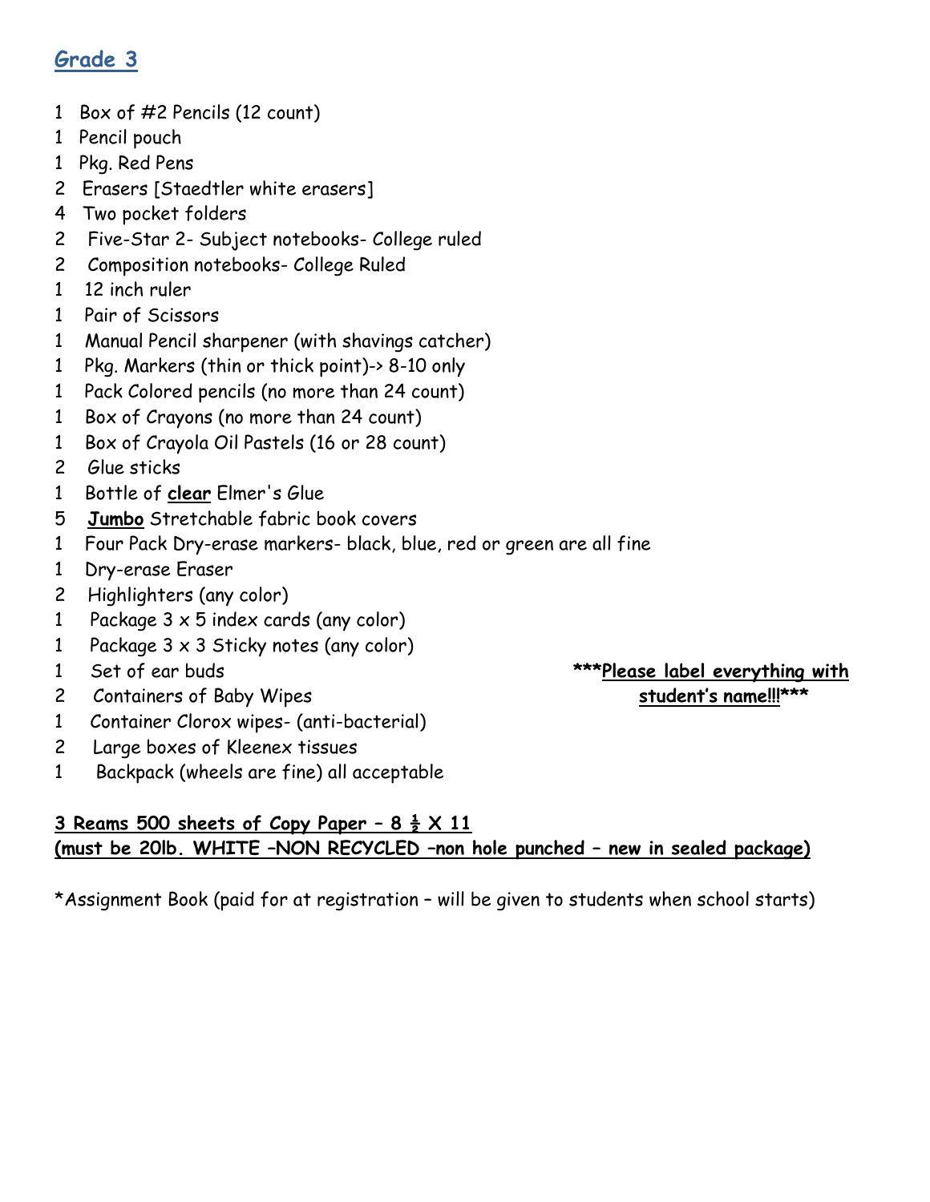## Grade 3

1 Box of #2 Pencils (12 count)
1 Pencil pouch
1 Pkg. Red Pens
2 Erasers [Staedtler white erasers]
4 Two pocket folders
2 Five-Star 2- Subject notebooks- College ruled
2 Composition notebooks- College Ruled
1 12 inch ruler
1 Pair of Scissors
1 Manual Pencil sharpener (with shavings catcher)
1 Pkg. Markers (thin or thick point)-> 8-10 only
1 Pack Colored pencils (no more than 24 count)
1 Box of Crayons (no more than 24 count)
1 Box of Crayola Oil Pastels (16 or 28 count)
2 Glue sticks
1 Bottle of **clear** Elmer's Glue
5 **Jumbo** Stretchable fabric book covers
1 Four Pack Dry-erase markers- black, blue, red or green are all fine
1 Dry-erase Eraser
2 Highlighters (any color)
1 Package 3 x 5 index cards (any color)
1 Package 3 x 3 Sticky notes (any color)
1 Set of ear buds
2 Containers of Baby Wipes
1 Container Clorox wipes- (anti-bacterial)
2 Large boxes of Kleenex tissues
1 Backpack (wheels are fine) all acceptable

**\*\*\*Please label everything with student's name!!!\*\*\***

**3 Reams 500 sheets of Copy Paper – 8 ½ X 11**
**(must be 20lb. WHITE –NON RECYCLED –non hole punched – new in sealed package)**

*Assignment Book (paid for at registration – will be given to students when school starts)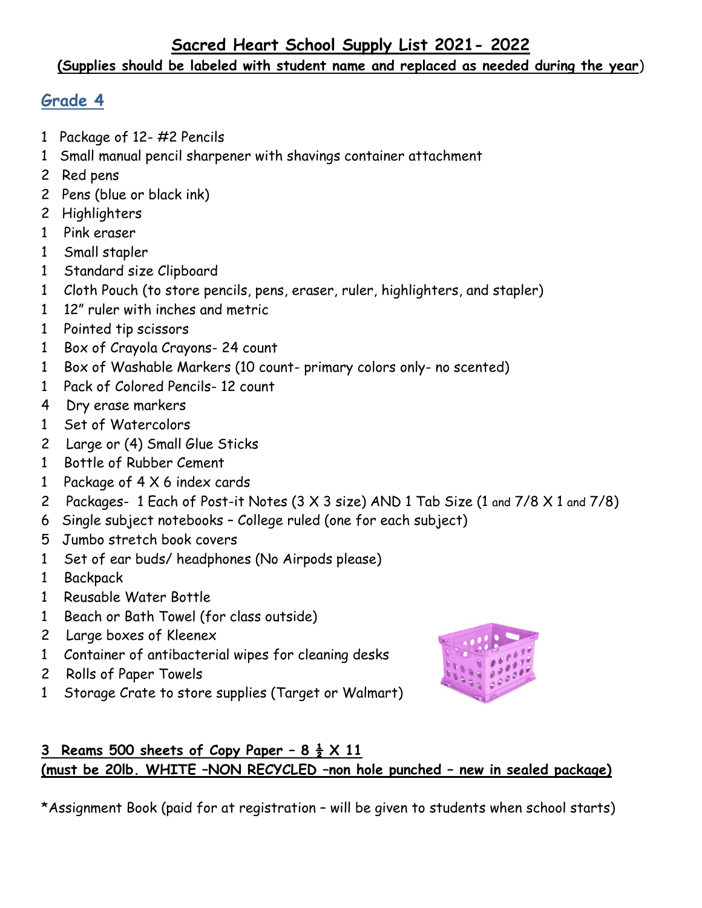# Sacred Heart School Supply List 2021- 2022

**(Supplies should be labeled with student name and replaced as needed during the year)**

## Grade 4

1 Package of 12- #2 Pencils
1 Small manual pencil sharpener with shavings container attachment
2 Red pens
2 Pens (blue or black ink)
2 Highlighters
1 Pink eraser
1 Small stapler
1 Standard size Clipboard
1 Cloth Pouch (to store pencils, pens, eraser, ruler, highlighters, and stapler)
1 12" ruler with inches and metric
1 Pointed tip scissors
1 Box of Crayola Crayons- 24 count
1 Box of Washable Markers (10 count- primary colors only- no scented)
1 Pack of Colored Pencils- 12 count
4 Dry erase markers
1 Set of Watercolors
2 Large or (4) Small Glue Sticks
1 Bottle of Rubber Cement
1 Package of 4 X 6 index cards
2 Packages- 1 Each of Post-it Notes (3 X 3 size) AND 1 Tab Size (1 and 7/8 X 1 and 7/8)
6 Single subject notebooks – College ruled (one for each subject)
5 Jumbo stretch book covers
1 Set of ear buds/ headphones (No Airpods please)
1 Backpack
1 Reusable Water Bottle
1 Beach or Bath Towel (for class outside)
2 Large boxes of Kleenex
1 Container of antibacterial wipes for cleaning desks
2 Rolls of Paper Towels
1 Storage Crate to store supplies (Target or Walmart)

**3 Reams 500 sheets of Copy Paper – 8 ½ X 11**
**(must be 20lb. WHITE –NON RECYCLED –non hole punched – new in sealed package)**

*Assignment Book (paid for at registration – will be given to students when school starts)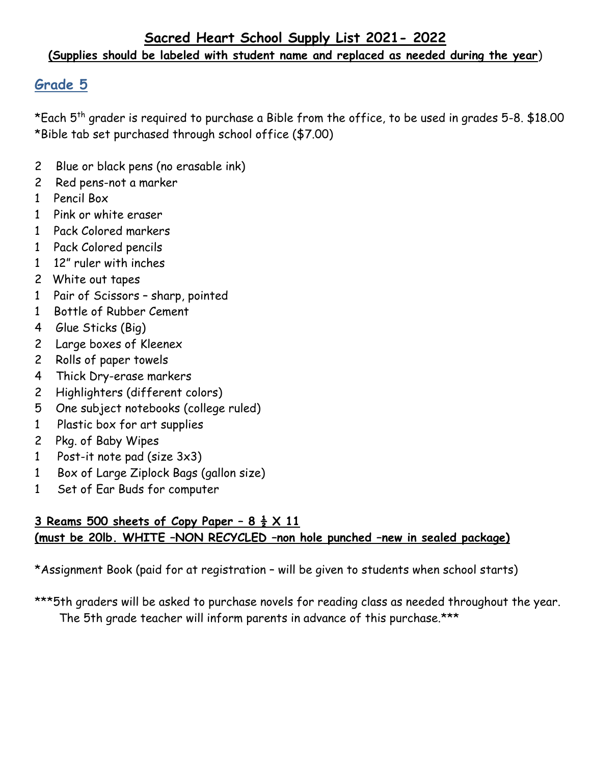# Sacred Heart School Supply List 2021- 2022

**(Supplies should be labeled with student name and replaced as needed during the year)**

## Grade 5

*Each 5th grader is required to purchase a Bible from the office, to be used in grades 5-8. $18.00
*Bible tab set purchased through school office ($7.00)

2 Blue or black pens (no erasable ink)
2 Red pens-not a marker
1 Pencil Box
1 Pink or white eraser
1 Pack Colored markers
1 Pack Colored pencils
1 12" ruler with inches
2 White out tapes
1 Pair of Scissors – sharp, pointed
1 Bottle of Rubber Cement
4 Glue Sticks (Big)
2 Large boxes of Kleenex
2 Rolls of paper towels
4 Thick Dry-erase markers
2 Highlighters (different colors)
5 One subject notebooks (college ruled)
1 Plastic box for art supplies
2 Pkg. of Baby Wipes
1 Post-it note pad (size 3x3)
1 Box of Large Ziplock Bags (gallon size)
1 Set of Ear Buds for computer

**3 Reams 500 sheets of Copy Paper – 8 ½ X 11**
**(must be 20lb. WHITE –NON RECYCLED –non hole punched –new in sealed package)**

*Assignment Book (paid for at registration – will be given to students when school starts)

***5th graders will be asked to purchase novels for reading class as needed throughout the year. The 5th grade teacher will inform parents in advance of this purchase.***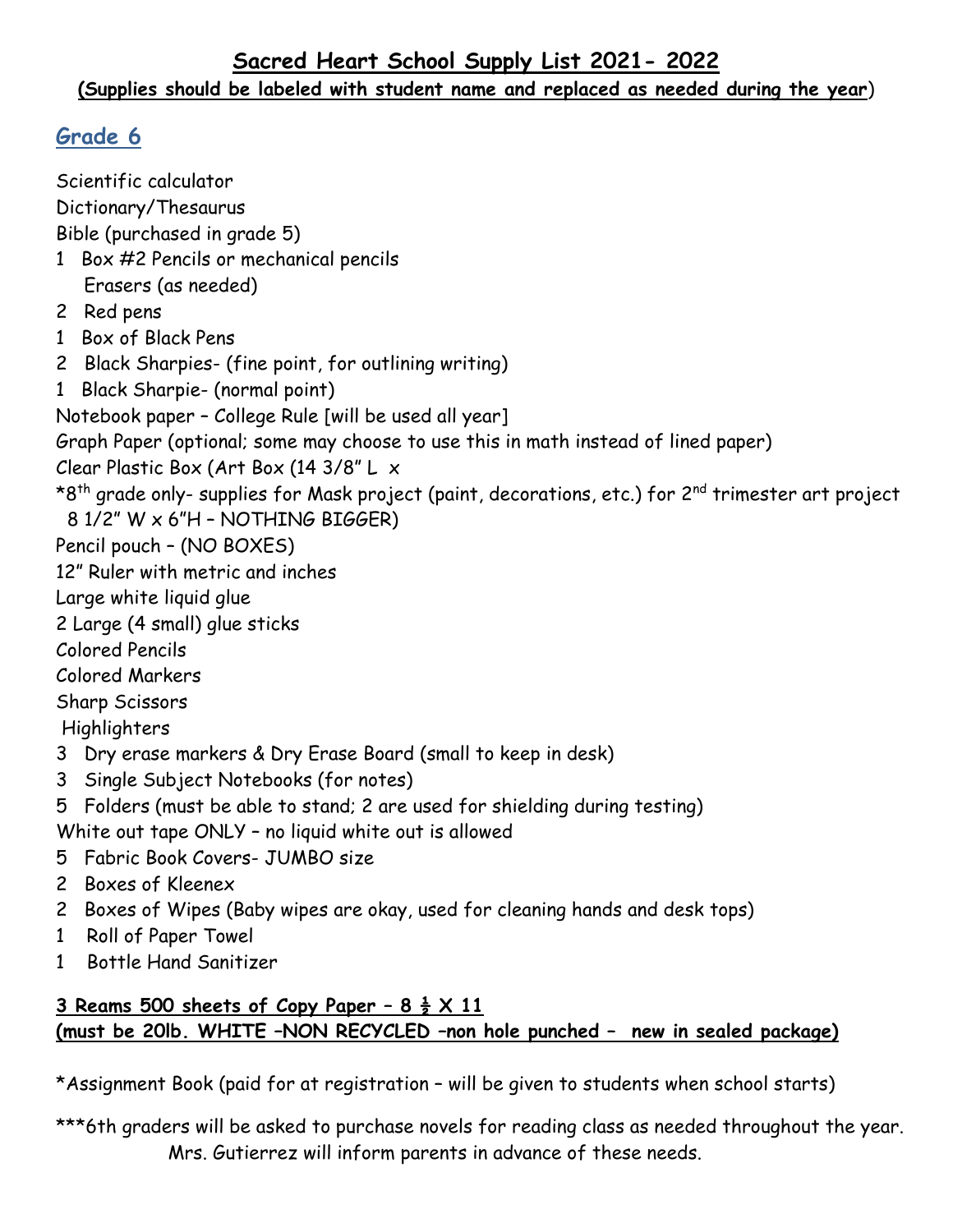# Sacred Heart School Supply List 2021- 2022

**(Supplies should be labeled with student name and replaced as needed during the year)**

## Grade 6

Scientific calculator
Dictionary/Thesaurus
Bible (purchased in grade 5)

1 Box #2 Pencils or mechanical pencils
  Erasers (as needed)
2 Red pens
1 Box of Black Pens
2 Black Sharpies- (fine point, for outlining writing)
1 Black Sharpie- (normal point)

Notebook paper – College Rule [will be used all year]
Graph Paper (optional; some may choose to use this in math instead of lined paper)
Clear Plastic Box (Art Box (14 3/8" L x
*8th grade only- supplies for Mask project (paint, decorations, etc.) for 2nd trimester art project
 8 1/2" W x 6"H – NOTHING BIGGER)
Pencil pouch – (NO BOXES)
12" Ruler with metric and inches
Large white liquid glue
2 Large (4 small) glue sticks
Colored Pencils
Colored Markers
Sharp Scissors
Highlighters

3 Dry erase markers & Dry Erase Board (small to keep in desk)
3 Single Subject Notebooks (for notes)
5 Folders (must be able to stand; 2 are used for shielding during testing)

White out tape ONLY – no liquid white out is allowed

5 Fabric Book Covers- JUMBO size
2 Boxes of Kleenex
2 Boxes of Wipes (Baby wipes are okay, used for cleaning hands and desk tops)
1 Roll of Paper Towel
1 Bottle Hand Sanitizer

**3 Reams 500 sheets of Copy Paper – 8 ½ X 11**
**(must be 20lb. WHITE –NON RECYCLED –non hole punched – new in sealed package)**

*Assignment Book (paid for at registration – will be given to students when school starts)

***6th graders will be asked to purchase novels for reading class as needed throughout the year. Mrs. Gutierrez will inform parents in advance of these needs.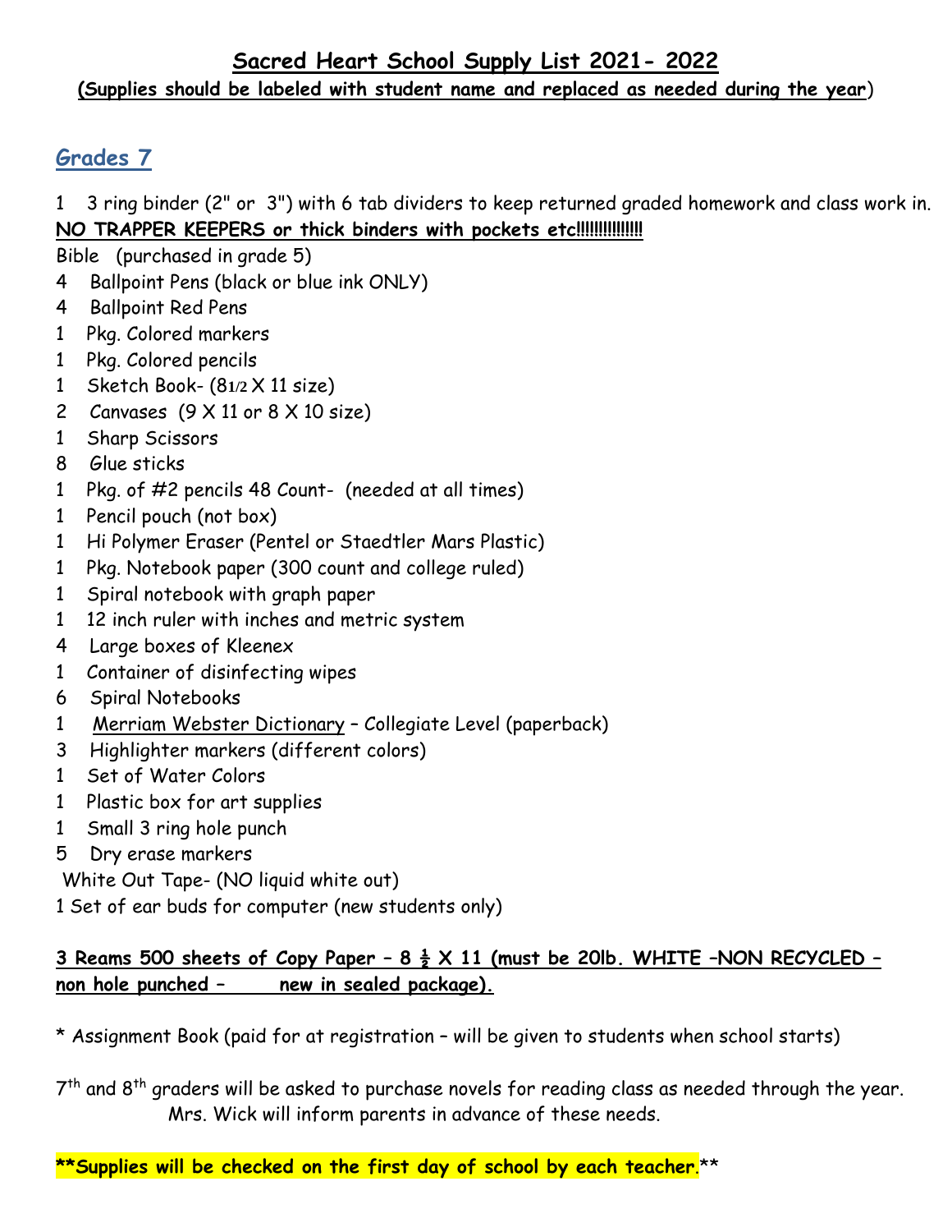# Sacred Heart School Supply List 2021- 2022

**(Supplies should be labeled with student name and replaced as needed during the year)**

## Grades 7

1 3 ring binder (2" or 3") with 6 tab dividers to keep returned graded homework and class work in.
**NO TRAPPER KEEPERS or thick binders with pockets etc!!!!!!!!!!!!!!!**

Bible (purchased in grade 5)
4 Ballpoint Pens (black or blue ink ONLY)
4 Ballpoint Red Pens
1 Pkg. Colored markers
1 Pkg. Colored pencils
1 Sketch Book- (8 1/2 X 11 size)
2 Canvases (9 X 11 or 8 X 10 size)
1 Sharp Scissors
8 Glue sticks
1 Pkg. of #2 pencils 48 Count- (needed at all times)
1 Pencil pouch (not box)
1 Hi Polymer Eraser (Pentel or Staedtler Mars Plastic)
1 Pkg. Notebook paper (300 count and college ruled)
1 Spiral notebook with graph paper
1 12 inch ruler with inches and metric system
4 Large boxes of Kleenex
1 Container of disinfecting wipes
6 Spiral Notebooks
1 Merriam Webster Dictionary – Collegiate Level (paperback)
3 Highlighter markers (different colors)
1 Set of Water Colors
1 Plastic box for art supplies
1 Small 3 ring hole punch
5 Dry erase markers
White Out Tape- (NO liquid white out)
1 Set of ear buds for computer (new students only)

**3 Reams 500 sheets of Copy Paper – 8 ½ X 11 (must be 20lb. WHITE –NON RECYCLED – non hole punched – new in sealed package).**

* Assignment Book (paid for at registration – will be given to students when school starts)

7th and 8th graders will be asked to purchase novels for reading class as needed through the year. Mrs. Wick will inform parents in advance of these needs.

****Supplies will be checked on the first day of school by each teacher.****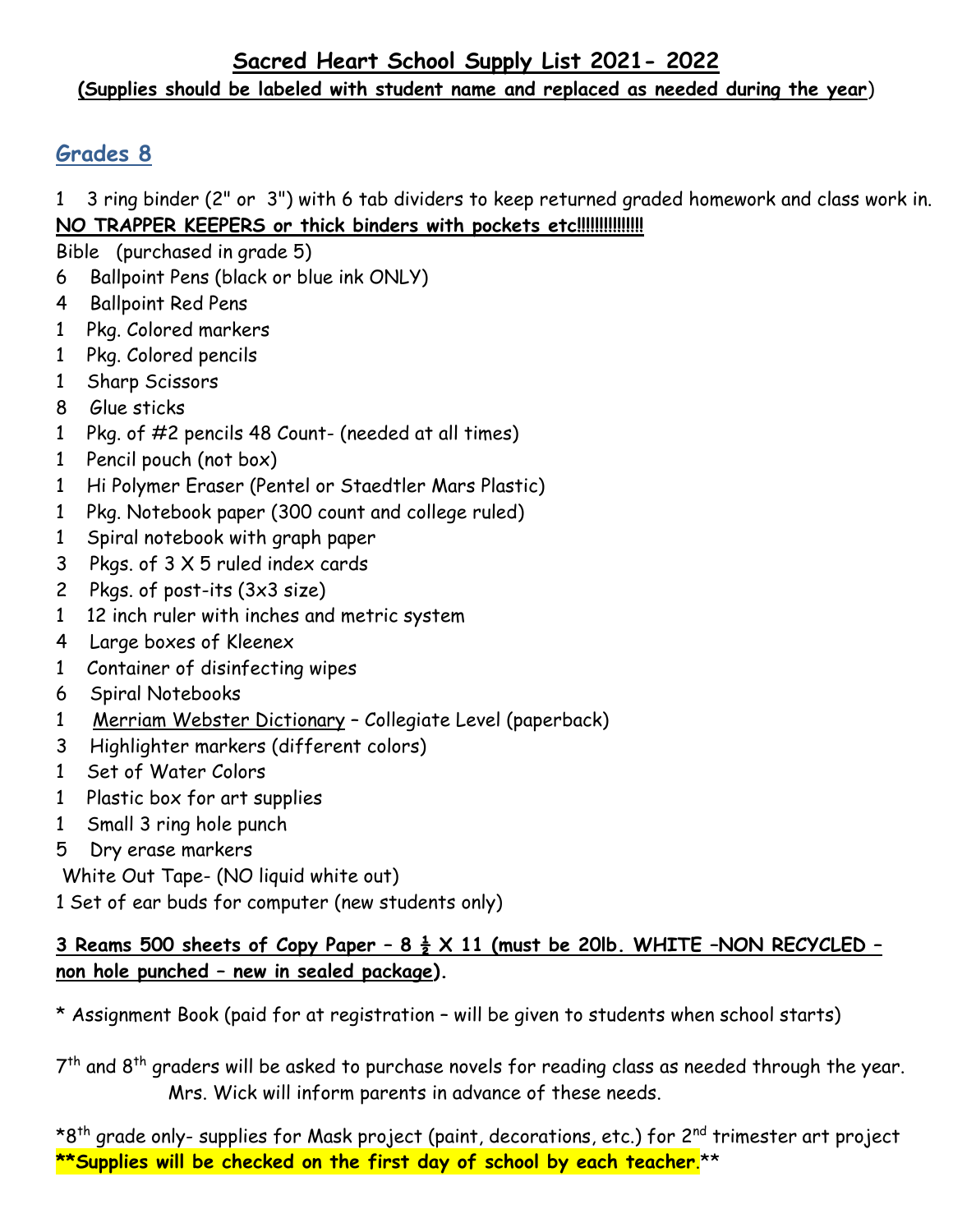# Sacred Heart School Supply List 2021- 2022

**(Supplies should be labeled with student name and replaced as needed during the year)**

## Grades 8

1 3 ring binder (2" or 3") with 6 tab dividers to keep returned graded homework and class work in.
**NO TRAPPER KEEPERS or thick binders with pockets etc!!!!!!!!!!!!!!**

Bible (purchased in grade 5)
6 Ballpoint Pens (black or blue ink ONLY)
4 Ballpoint Red Pens
1 Pkg. Colored markers
1 Pkg. Colored pencils
1 Sharp Scissors
8 Glue sticks
1 Pkg. of #2 pencils 48 Count- (needed at all times)
1 Pencil pouch (not box)
1 Hi Polymer Eraser (Pentel or Staedtler Mars Plastic)
1 Pkg. Notebook paper (300 count and college ruled)
1 Spiral notebook with graph paper
3 Pkgs. of 3 X 5 ruled index cards
2 Pkgs. of post-its (3x3 size)
1 12 inch ruler with inches and metric system
4 Large boxes of Kleenex
1 Container of disinfecting wipes
6 Spiral Notebooks
1 Merriam Webster Dictionary – Collegiate Level (paperback)
3 Highlighter markers (different colors)
1 Set of Water Colors
1 Plastic box for art supplies
1 Small 3 ring hole punch
5 Dry erase markers
White Out Tape- (NO liquid white out)
1 Set of ear buds for computer (new students only)

**3 Reams 500 sheets of Copy Paper – 8 ½ X 11 (must be 20lb. WHITE –NON RECYCLED – non hole punched – new in sealed package).**

* Assignment Book (paid for at registration – will be given to students when school starts)

7th and 8th graders will be asked to purchase novels for reading class as needed through the year. Mrs. Wick will inform parents in advance of these needs.

*8th grade only- supplies for Mask project (paint, decorations, etc.) for 2nd trimester art project
**Supplies will be checked on the first day of school by each teacher.**